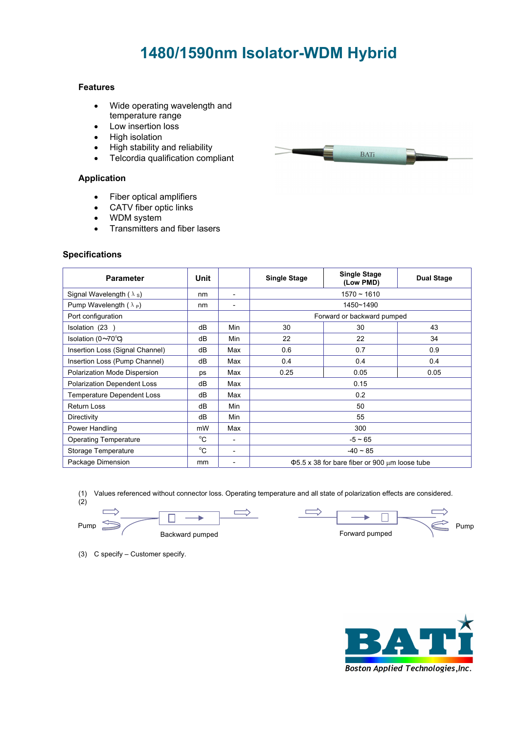# 1480/1590nm Isolator-WDM Hybrid

### Features

- Wide operating wavelength and temperature range
- Low insertion loss
- High isolation
- High stability and reliability
- Telcordia qualification compliant

### Application

- Fiber optical amplifiers
- CATV fiber optic links
- WDM system
- Transmitters and fiber lasers

### Specifications

| Parameter | Unit | | Single Stage | Single Stage (Low PMD) | Dual Stage |
|---|---|---|---|---|---|
| Signal Wavelength ( $\lambda_S$) | nm | - | 1570 ~ 1610 | | |
| Pump Wavelength ( $\lambda_P$) | nm | - | 1450~1490 | | |
| Port configuration | | | Forward or backward pumped | | |
| Isolation (23 ) | dB | Min | 30 | 30 | 43 |
| Isolation (0~70℃) | dB | Min | 22 | 22 | 34 |
| Insertion Loss (Signal Channel) | dB | Max | 0.6 | 0.7 | 0.9 |
| Insertion Loss (Pump Channel) | dB | Max | 0.4 | 0.4 | 0.4 |
| Polarization Mode Dispersion | ps | Max | 0.25 | 0.05 | 0.05 |
| Polarization Dependent Loss | dB | Max | 0.15 | | |
| Temperature Dependent Loss | dB | Max | 0.2 | | |
| Return Loss | dB | Min | 50 | | |
| Directivity | dB | Min | 55 | | |
| Power Handling | mW | Max | 300 | | |
| Operating Temperature | °C | - | -5 ~ 65 | | |
| Storage Temperature | °C | - | -40 ~ 85 | | |
| Package Dimension | mm | - | Φ5.5 x 38 for bare fiber or 900 μm loose tube | | |

(1) Values referenced without connector loss. Operating temperature and all state of polarization effects are considered.

(2)

Pump &nbsp;&nbsp; Backward pumped &nbsp;&nbsp; Forward pumped &nbsp;&nbsp; Pump

(3) C specify – Customer specify.

Boston Applied Technologies,Inc.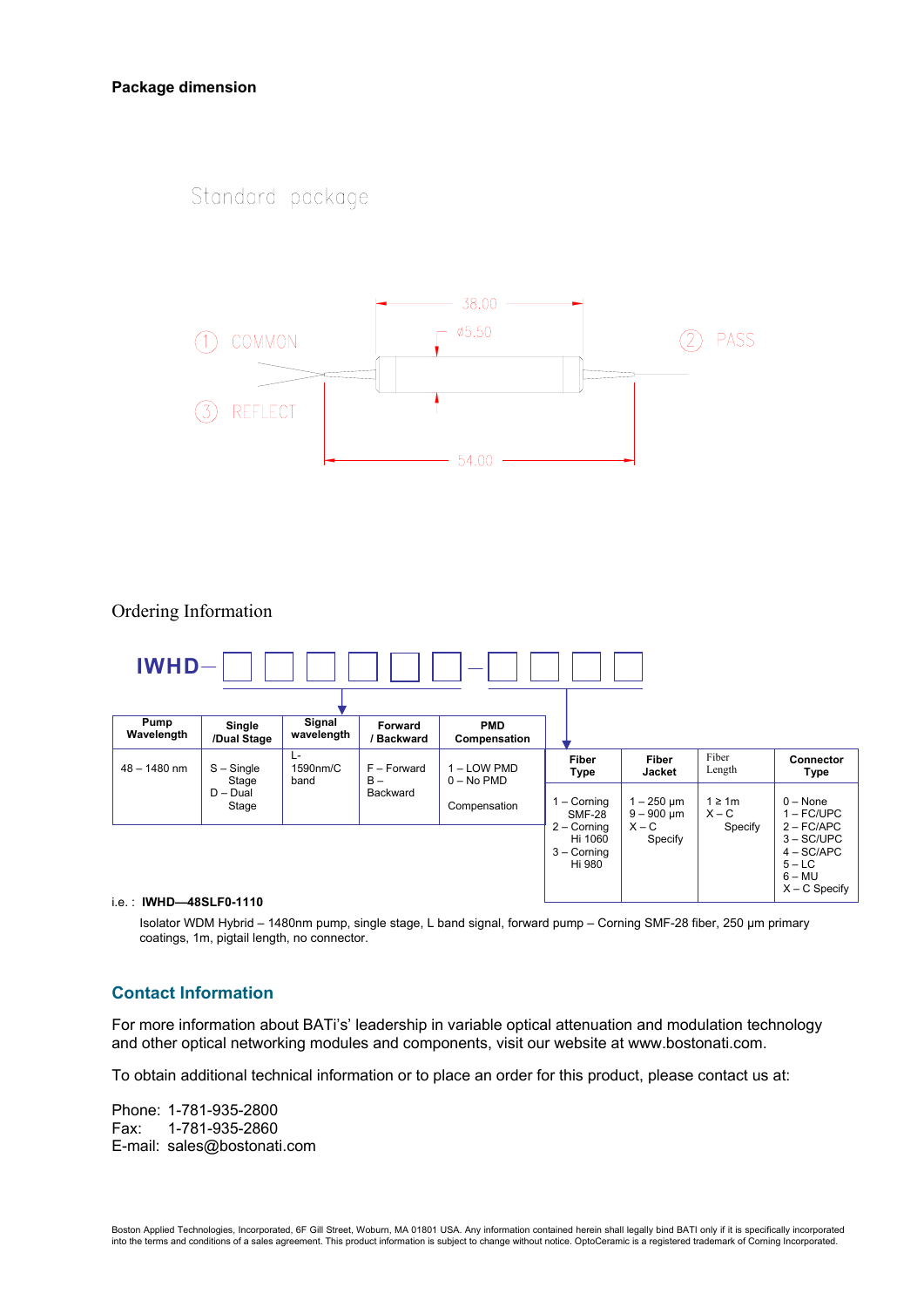**Package dimension**

Standard package

① COMMON

② PASS

③ REFLECT

38.00

ø5.50

54.00

Ordering Information

IWHD— □ □ □ □ □ □ — □ □ □ □

| Pump Wavelength | Single /Dual Stage | Signal wavelength | Forward / Backward | PMD Compensation |
|---|---|---|---|---|
| 48 – 1480 nm | S – Single Stage<br>D – Dual Stage | L-1590nm/C band | F – Forward<br>B – Backward | 1 – LOW PMD<br>0 – No PMD Compensation |

| Fiber Type | Fiber Jacket | Fiber Length | Connector Type |
|---|---|---|---|
| 1 – Corning SMF-28<br>2 – Corning Hi 1060<br>3 – Corning Hi 980 | 1 – 250 µm<br>9 – 900 µm<br>X – C Specify | 1 ≥ 1m<br>X – C Specify | 0 – None<br>1 – FC/UPC<br>2 – FC/APC<br>3 – SC/UPC<br>4 – SC/APC<br>5 – LC<br>6 – MU<br>X – C Specify |

i.e. : **IWHD—48SLF0-1110**

Isolator WDM Hybrid – 1480nm pump, single stage, L band signal, forward pump – Corning SMF-28 fiber, 250 µm primary coatings, 1m, pigtail length, no connector.

## Contact Information

For more information about BATi's' leadership in variable optical attenuation and modulation technology and other optical networking modules and components, visit our website at www.bostonati.com.

To obtain additional technical information or to place an order for this product, please contact us at:

Phone: 1-781-935-2800
Fax: 1-781-935-2860
E-mail: sales@bostonati.com

Boston Applied Technologies, Incorporated, 6F Gill Street, Woburn, MA 01801 USA. Any information contained herein shall legally bind BATI only if it is specifically incorporated into the terms and conditions of a sales agreement. This product information is subject to change without notice. OptoCeramic is a registered trademark of Corning Incorporated.